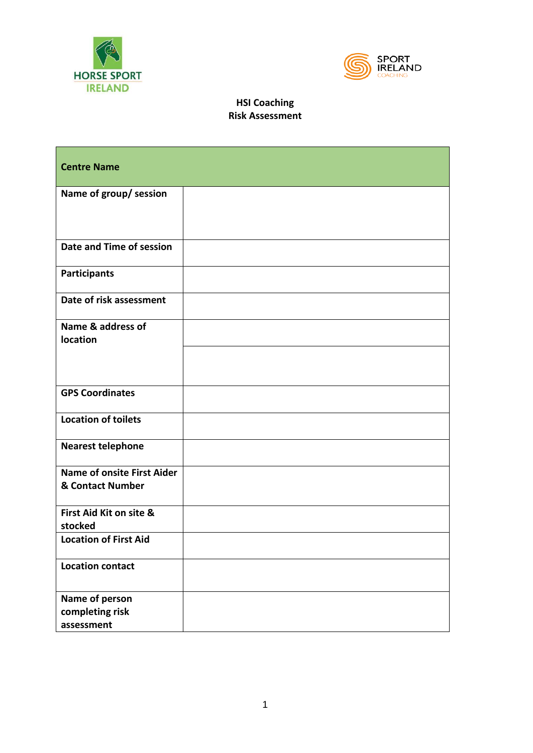HORSE SPORT IRELAND

SPORT IRELAND COACHING

**HSI Coaching**
**Risk Assessment**

| **Centre Name** | |
|---|---|
| **Name of group/ session** | |
| **Date and Time of session** | |
| **Participants** | |
| **Date of risk assessment** | |
| **Name & address of location** | |
| | |
| **GPS Coordinates** | |
| **Location of toilets** | |
| **Nearest telephone** | |
| **Name of onsite First Aider & Contact Number** | |
| **First Aid Kit on site & stocked** | |
| **Location of First Aid** | |
| **Location contact** | |
| **Name of person completing risk assessment** | |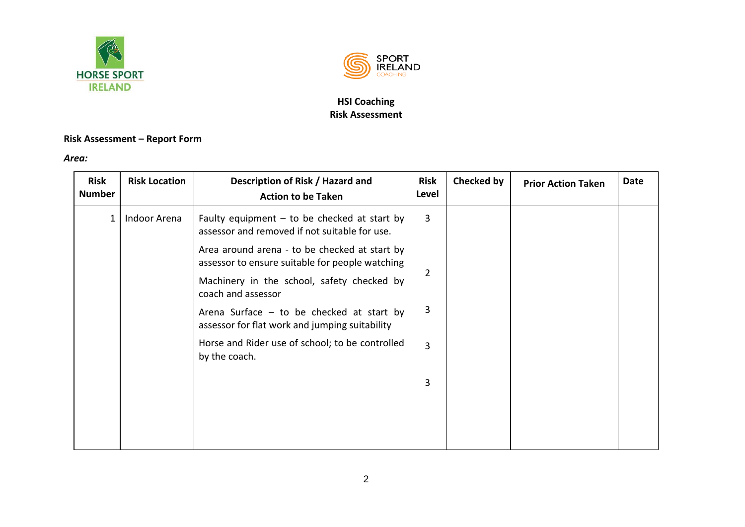**HSI Coaching**
**Risk Assessment**

**Risk Assessment – Report Form**

***Area:***

| Risk Number | Risk Location | Description of Risk / Hazard and Action to be Taken | Risk Level | Checked by | Prior Action Taken | Date |
|---|---|---|---|---|---|---|
| 1 | Indoor Arena | Faulty equipment – to be checked at start by assessor and removed if not suitable for use. | 3 | | | |
| | | Area around arena - to be checked at start by assessor to ensure suitable for people watching | 2 | | | |
| | | Machinery in the school, safety checked by coach and assessor | 3 | | | |
| | | Arena Surface – to be checked at start by assessor for flat work and jumping suitability | 3 | | | |
| | | Horse and Rider use of school; to be controlled by the coach. | 3 | | | |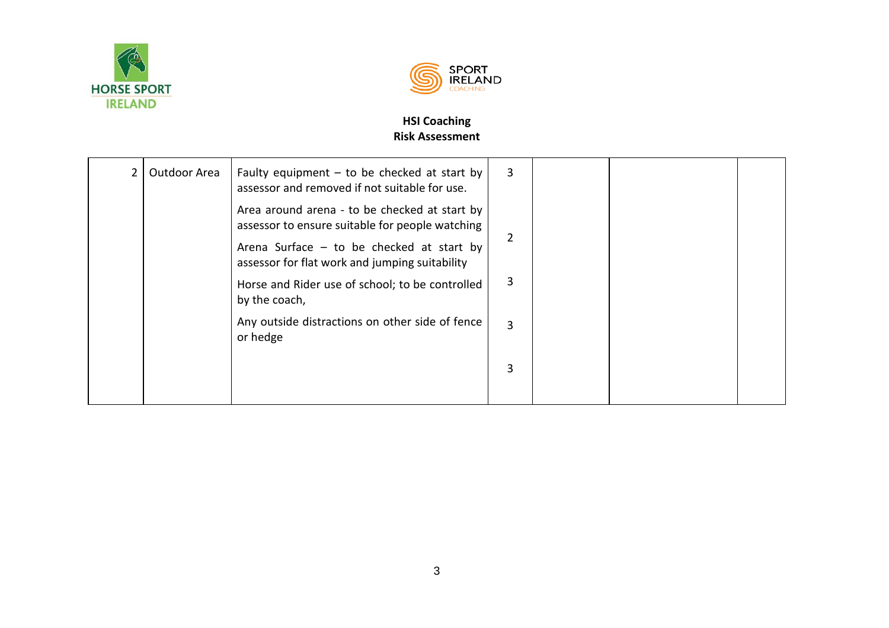**HSI Coaching**
**Risk Assessment**

| | | | | | | |
|---|---|---|---|---|---|---|
| 2 | Outdoor Area | Faulty equipment – to be checked at start by assessor and removed if not suitable for use.<br><br>Area around arena - to be checked at start by assessor to ensure suitable for people watching<br><br>Arena Surface – to be checked at start by assessor for flat work and jumping suitability<br><br>Horse and Rider use of school; to be controlled by the coach,<br><br>Any outside distractions on other side of fence or hedge | 3<br><br>2<br><br>3<br><br>3<br><br>3 | | | |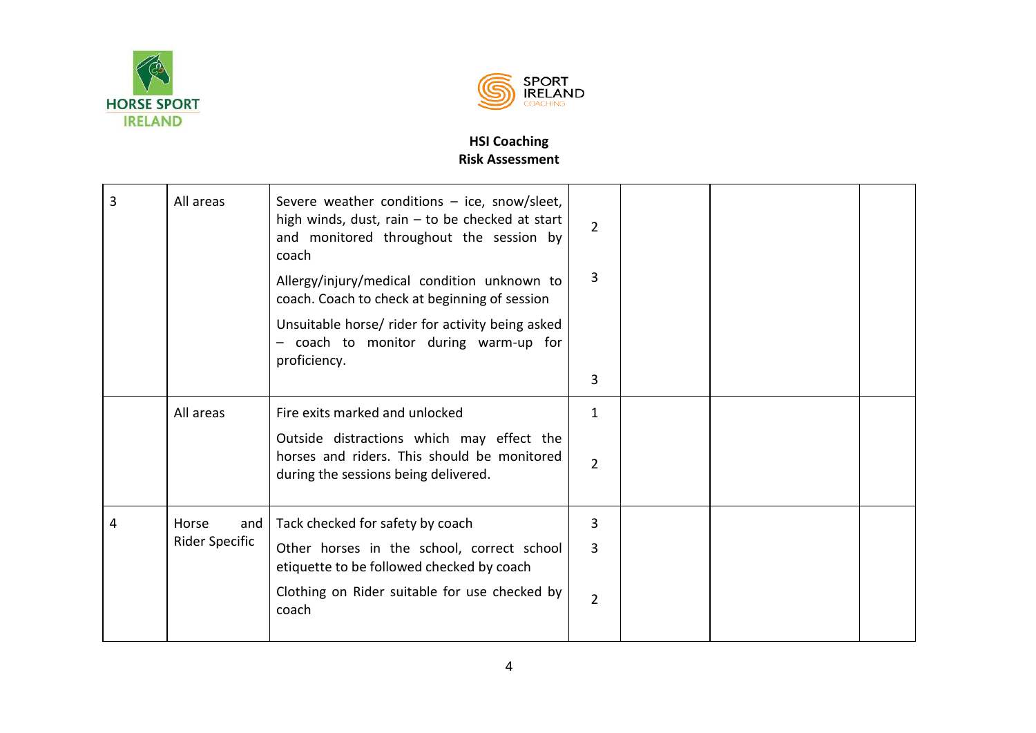**HSI Coaching**
**Risk Assessment**

| | | | | | | |
|---|---|---|---|---|---|---|
| 3 | All areas | Severe weather conditions – ice, snow/sleet, high winds, dust, rain – to be checked at start and monitored throughout the session by coach<br><br>Allergy/injury/medical condition unknown to coach. Coach to check at beginning of session<br><br>Unsuitable horse/ rider for activity being asked – coach to monitor during warm-up for proficiency. | 2<br><br>3<br><br>3 | | | |
| | All areas | Fire exits marked and unlocked<br><br>Outside distractions which may effect the horses and riders. This should be monitored during the sessions being delivered. | 1<br><br>2 | | | |
| 4 | Horse and Rider Specific | Tack checked for safety by coach<br><br>Other horses in the school, correct school etiquette to be followed checked by coach<br><br>Clothing on Rider suitable for use checked by coach | 3<br><br>3<br><br>2 | | | |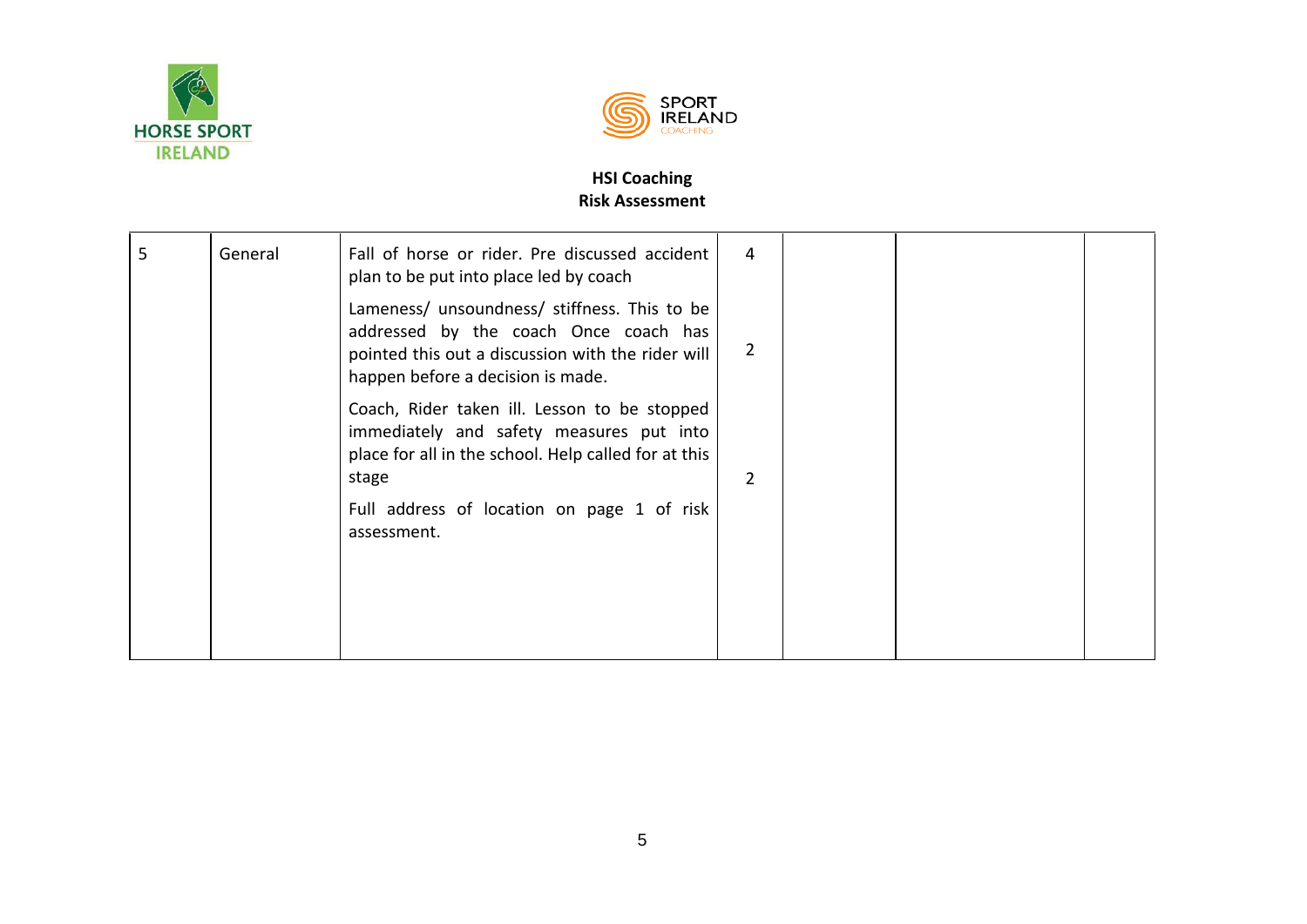**HSI Coaching**
**Risk Assessment**

| | | | | | | |
|---|---|---|---|---|---|---|
| 5 | General | Fall of horse or rider. Pre discussed accident plan to be put into place led by coach | 4 | | | |
| | | Lameness/ unsoundness/ stiffness. This to be addressed by the coach Once coach has pointed this out a discussion with the rider will happen before a decision is made. | 2 | | | |
| | | Coach, Rider taken ill. Lesson to be stopped immediately and safety measures put into place for all in the school. Help called for at this stage | 2 | | | |
| | | Full address of location on page 1 of risk assessment. | | | | |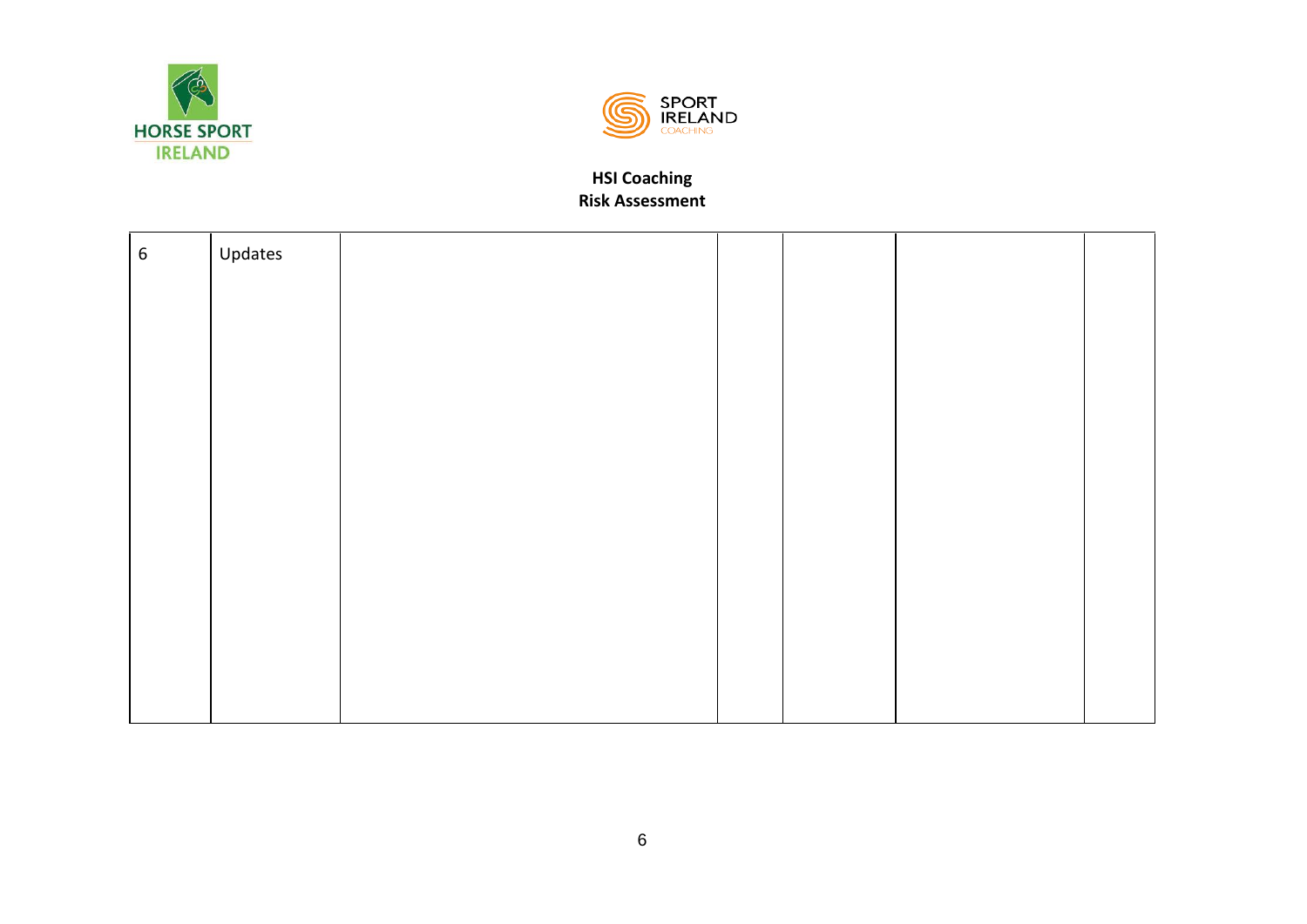**HSI Coaching**
**Risk Assessment**

| | | | | | | |
|---|---|---|---|---|---|---|
| 6 | Updates | | | | | |